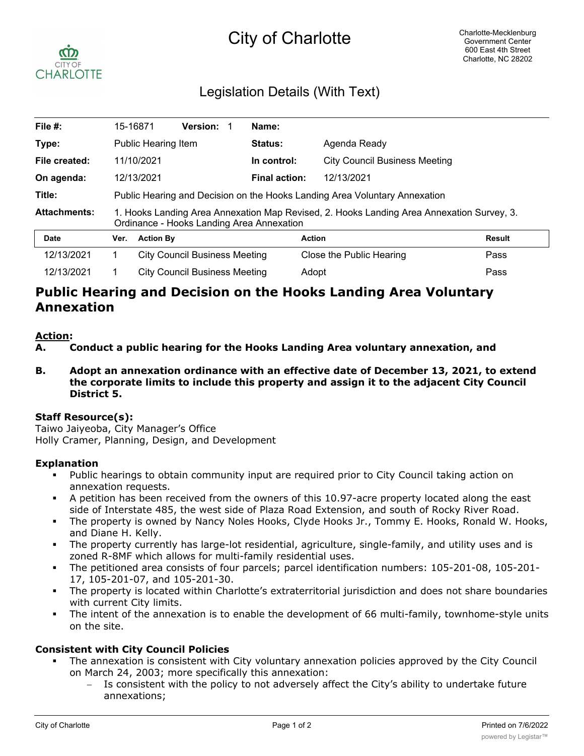# City of Charlotte

Charlotte-Mecklenburg Government Center
600 East 4th Street
Charlotte, NC 28202

## Legislation Details (With Text)

| | | | |
|---|---|---|---|
| **File #:** | 15-16871 **Version:** 1 | **Name:** | |
| **Type:** | Public Hearing Item | **Status:** | Agenda Ready |
| **File created:** | 11/10/2021 | **In control:** | City Council Business Meeting |
| **On agenda:** | 12/13/2021 | **Final action:** | 12/13/2021 |
| **Title:** | Public Hearing and Decision on the Hooks Landing Area Voluntary Annexation | | |
| **Attachments:** | 1. Hooks Landing Area Annexation Map Revised, 2. Hooks Landing Area Annexation Survey, 3. Ordinance - Hooks Landing Area Annexation | | |

| Date | Ver. | Action By | Action | Result |
|---|---|---|---|---|
| 12/13/2021 | 1 | City Council Business Meeting | Close the Public Hearing | Pass |
| 12/13/2021 | 1 | City Council Business Meeting | Adopt | Pass |

# Public Hearing and Decision on the Hooks Landing Area Voluntary Annexation

**Action:**

**A. Conduct a public hearing for the Hooks Landing Area voluntary annexation, and**

**B. Adopt an annexation ordinance with an effective date of December 13, 2021, to extend the corporate limits to include this property and assign it to the adjacent City Council District 5.**

### Staff Resource(s):

Taiwo Jaiyeoba, City Manager's Office
Holly Cramer, Planning, Design, and Development

### Explanation

- Public hearings to obtain community input are required prior to City Council taking action on annexation requests.
- A petition has been received from the owners of this 10.97-acre property located along the east side of Interstate 485, the west side of Plaza Road Extension, and south of Rocky River Road.
- The property is owned by Nancy Noles Hooks, Clyde Hooks Jr., Tommy E. Hooks, Ronald W. Hooks, and Diane H. Kelly.
- The property currently has large-lot residential, agriculture, single-family, and utility uses and is zoned R-8MF which allows for multi-family residential uses.
- The petitioned area consists of four parcels; parcel identification numbers: 105-201-08, 105-201-17, 105-201-07, and 105-201-30.
- The property is located within Charlotte's extraterritorial jurisdiction and does not share boundaries with current City limits.
- The intent of the annexation is to enable the development of 66 multi-family, townhome-style units on the site.

### Consistent with City Council Policies

- The annexation is consistent with City voluntary annexation policies approved by the City Council on March 24, 2003; more specifically this annexation:
  - Is consistent with the policy to not adversely affect the City's ability to undertake future annexations;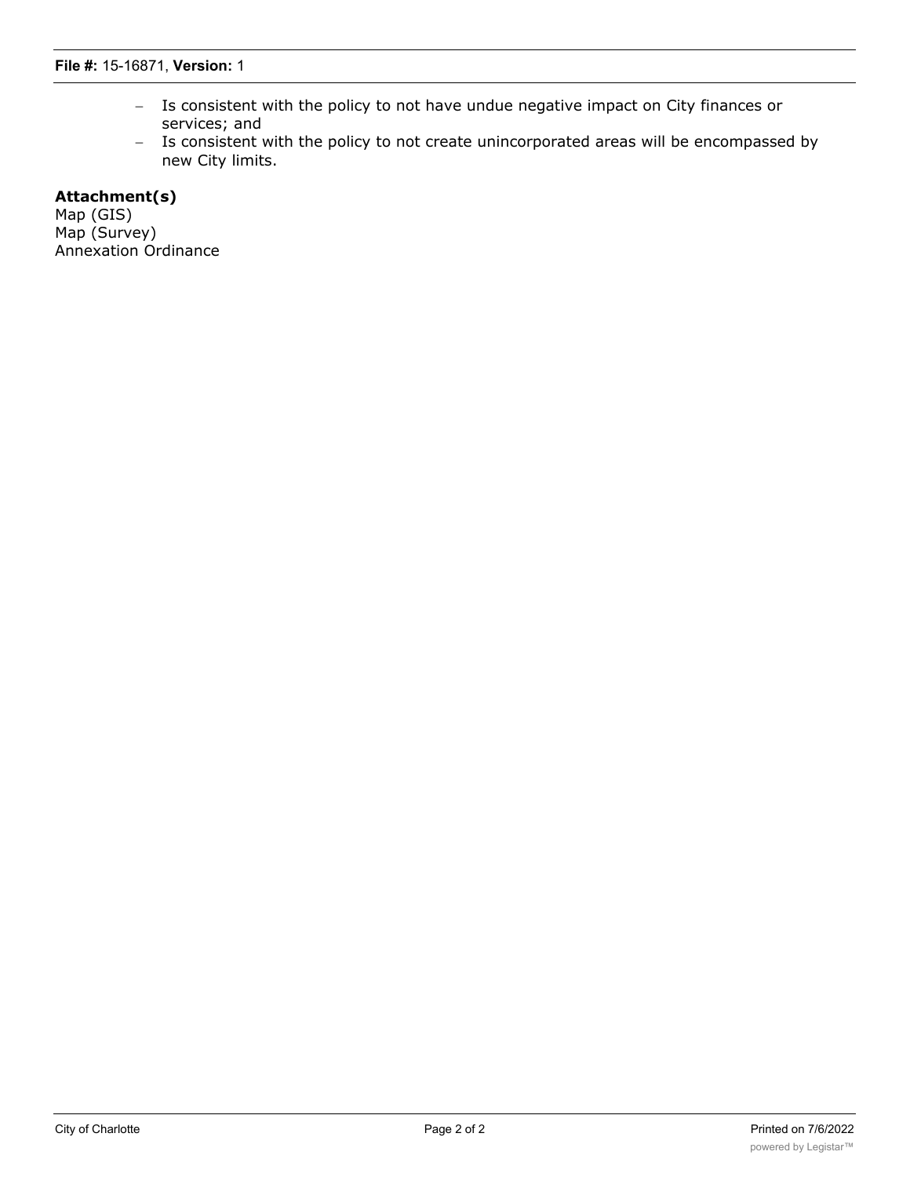- Is consistent with the policy to not have undue negative impact on City finances or services; and
- Is consistent with the policy to not create unincorporated areas will be encompassed by new City limits.

**Attachment(s)**

Map (GIS)
Map (Survey)
Annexation Ordinance